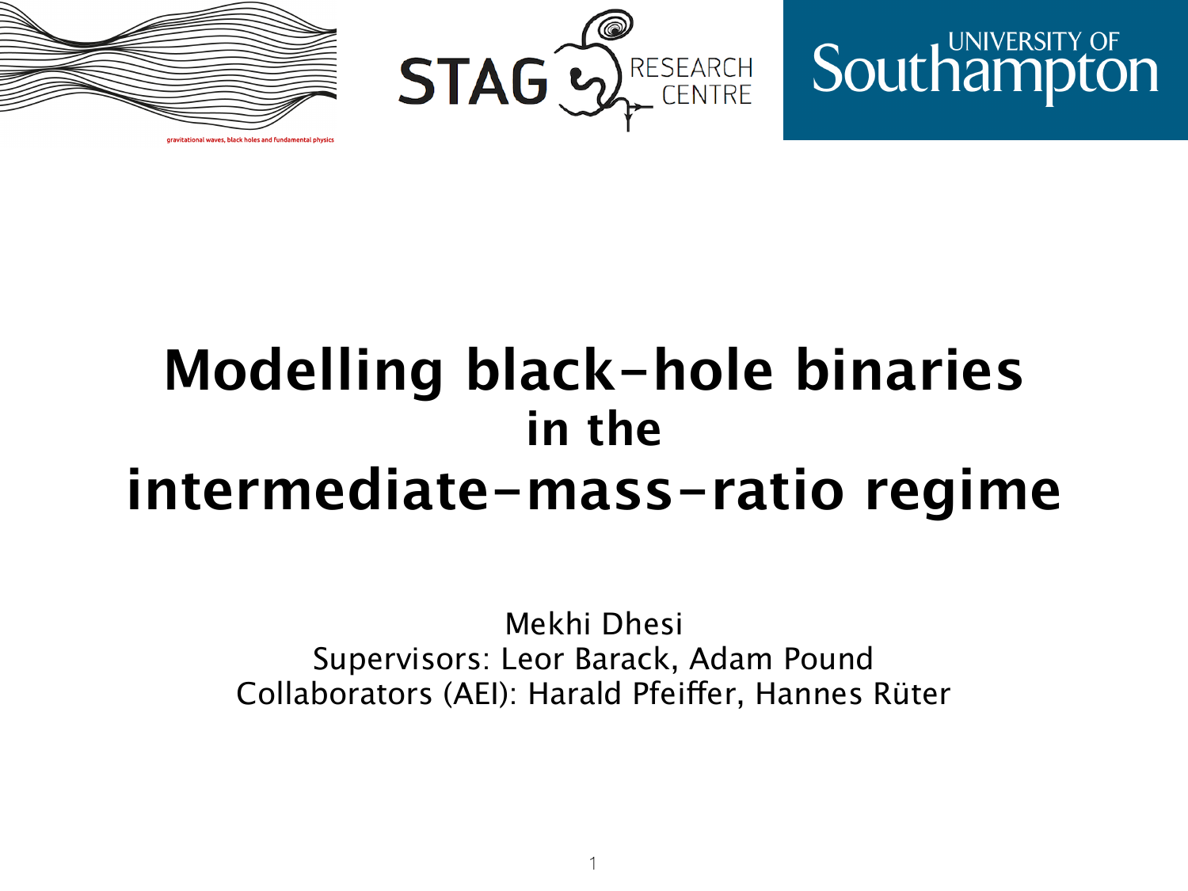# Modelling black-hole binaries in the intermediate-mass-ratio regime

Mekhi Dhesi

Supervisors: Leor Barack, Adam Pound

Collaborators (AEI): Harald Pfeiffer, Hannes Rüter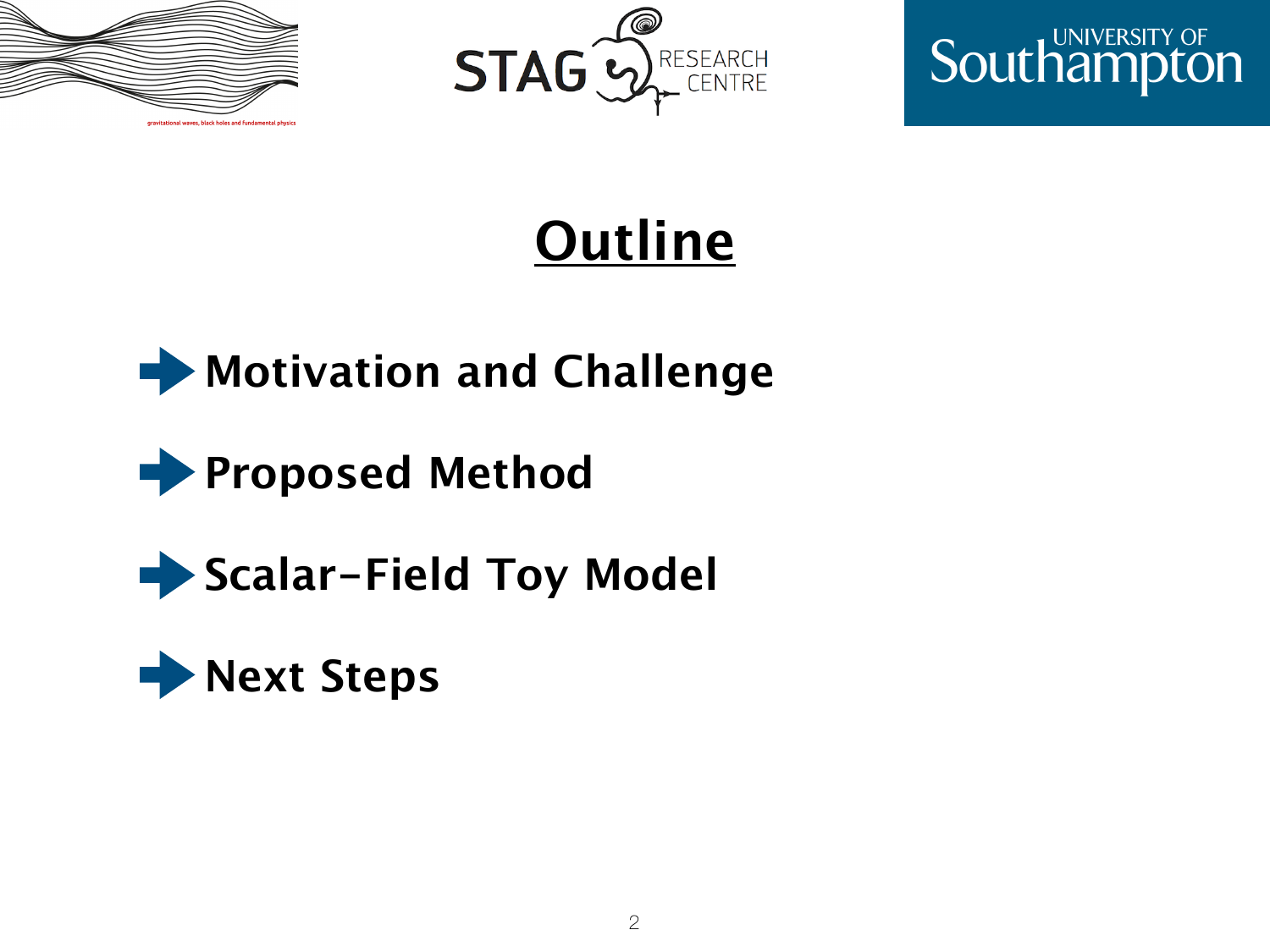# Outline

- **Motivation and Challenge**
- **Proposed Method**
- **Scalar-Field Toy Model**
- **Next Steps**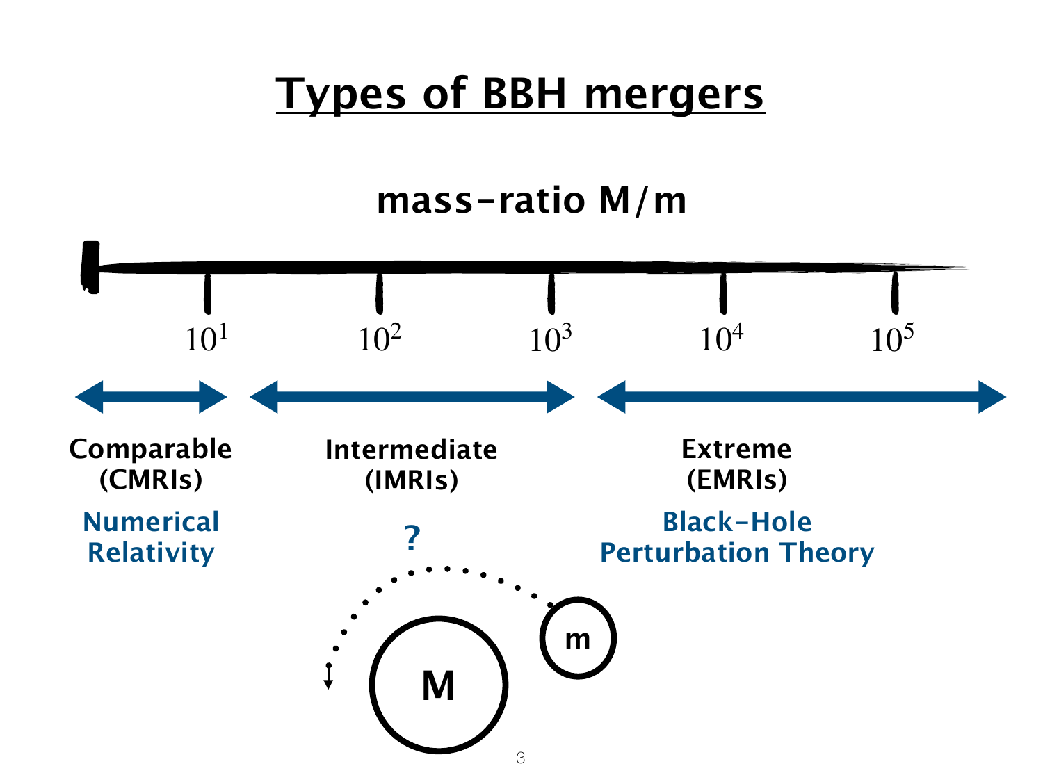# Types of BBH mergers

**mass-ratio M/m**

$10^1$ $10^2$ $10^3$ $10^4$ $10^5$

**Comparable (CMRIs)**

**Numerical Relativity**

**Intermediate (IMRIs)**

**?**

**Extreme (EMRIs)**

**Black-Hole Perturbation Theory**

M

m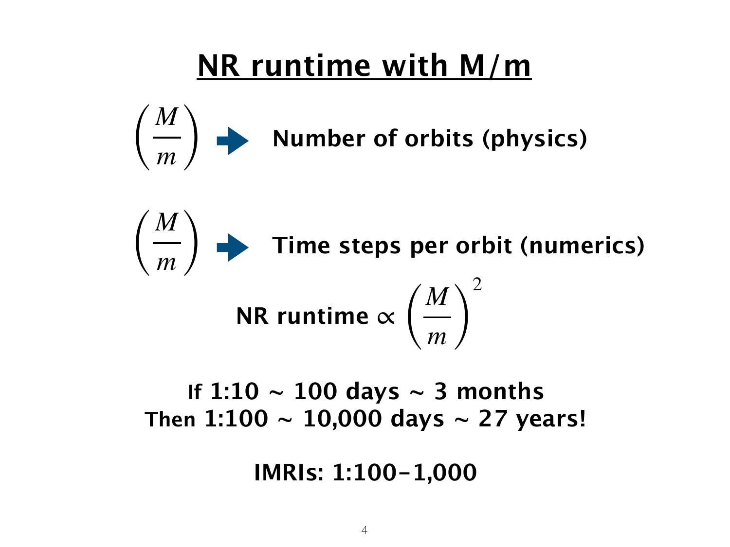# NR runtime with M/m

$\left(\frac{M}{m}\right)$ → **Number of orbits (physics)**

$\left(\frac{M}{m}\right)$ → **Time steps per orbit (numerics)**

$$\textbf{NR runtime} \propto \left(\frac{M}{m}\right)^2$$

**If 1:10 ~ 100 days ~ 3 months**
**Then 1:100 ~ 10,000 days ~ 27 years!**

**IMRIs: 1:100–1,000**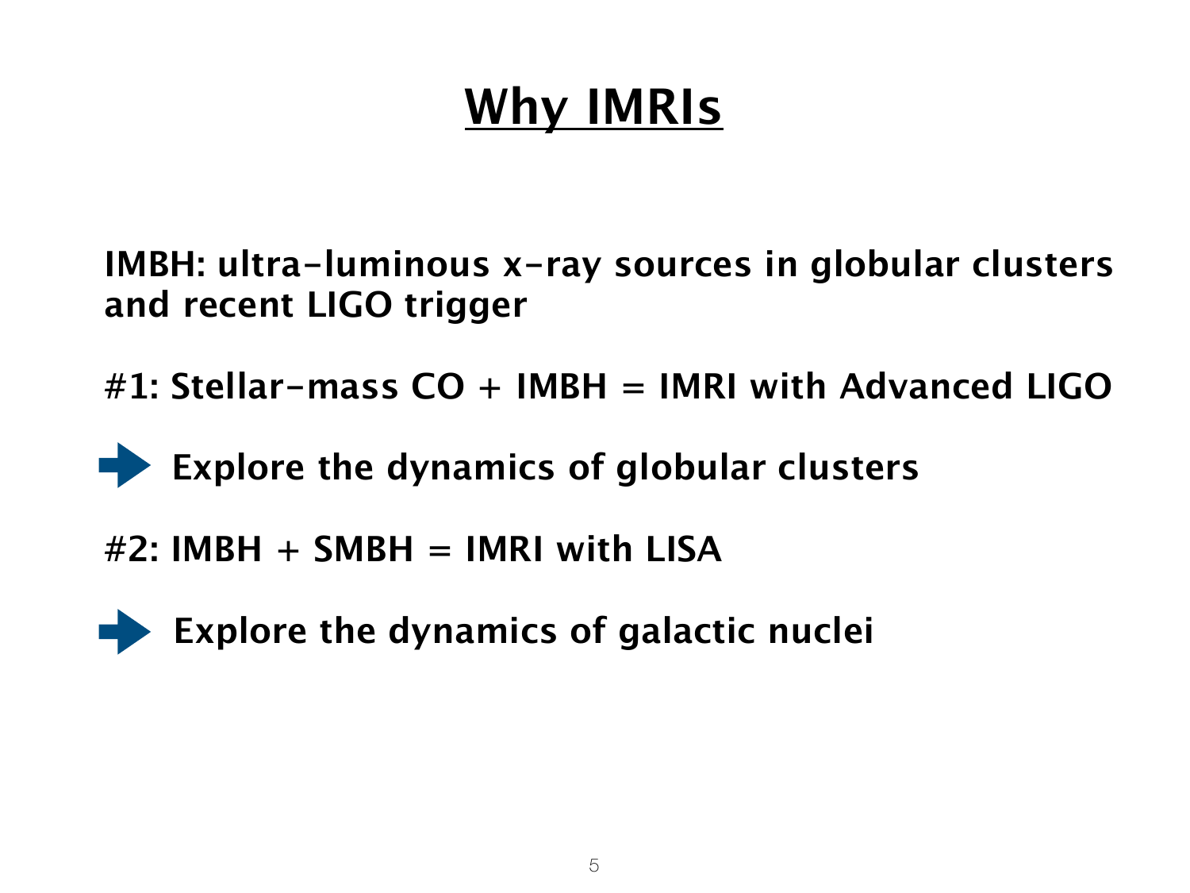# Why IMRIs

**IMBH: ultra-luminous x-ray sources in globular clusters and recent LIGO trigger**

**#1: Stellar-mass CO + IMBH = IMRI with Advanced LIGO**

➡ **Explore the dynamics of globular clusters**

**#2: IMBH + SMBH = IMRI with LISA**

➡ **Explore the dynamics of galactic nuclei**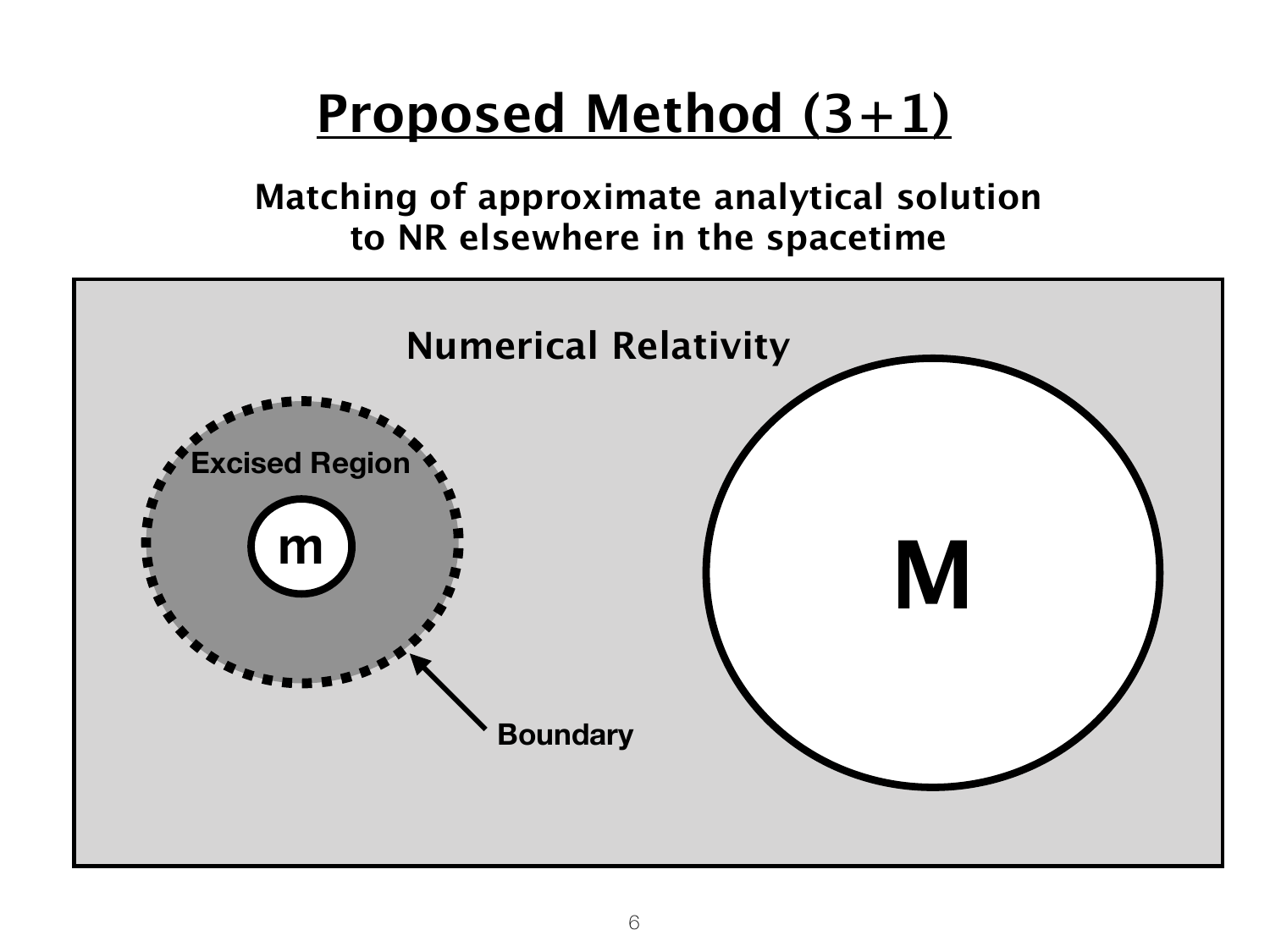# Proposed Method (3+1)

**Matching of approximate analytical solution to NR elsewhere in the spacetime**

Numerical Relativity

Excised Region

m

M

Boundary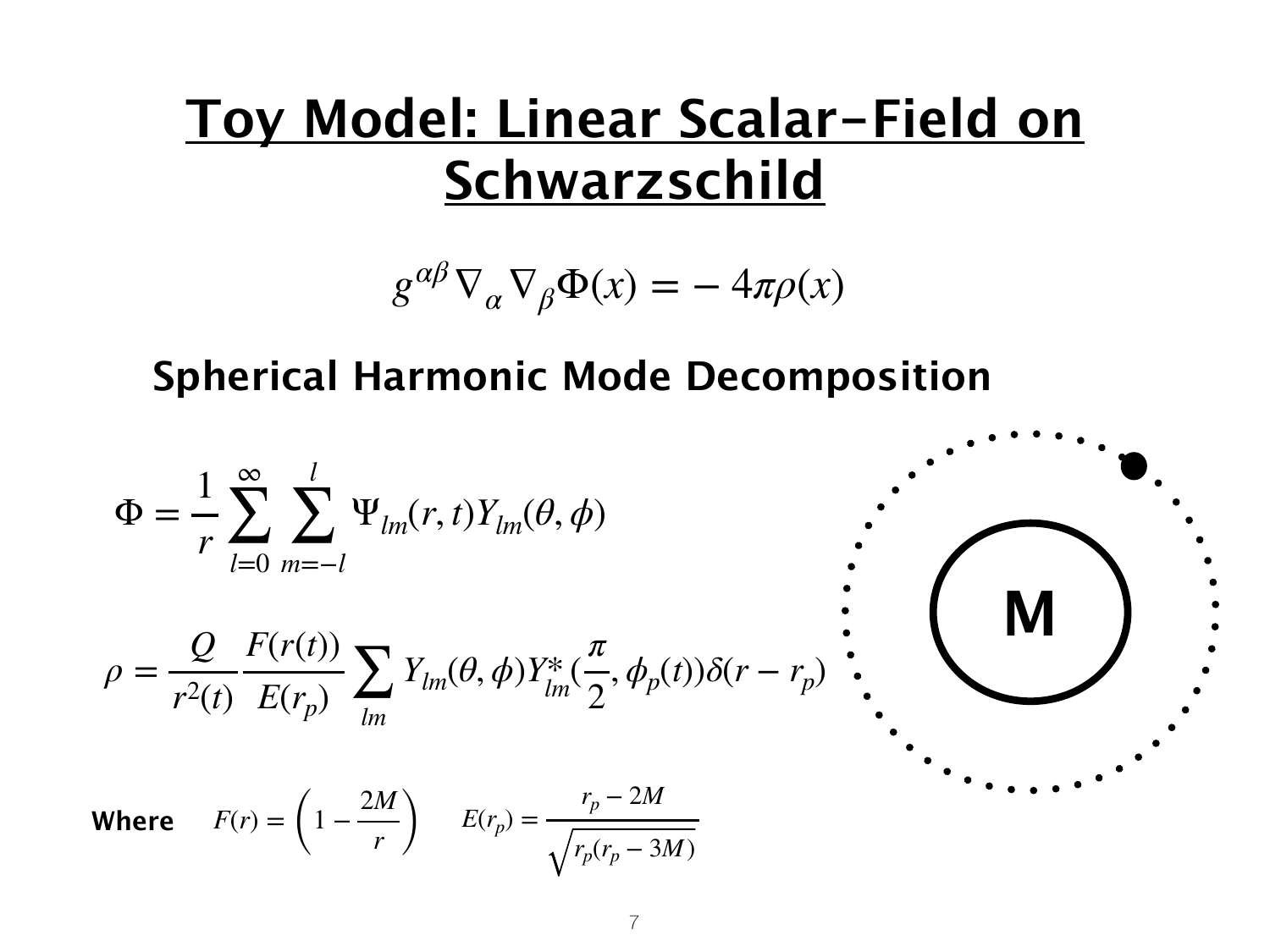# Toy Model: Linear Scalar-Field on Schwarzschild

$$g^{\alpha\beta}\nabla_\alpha \nabla_\beta \Phi(x) = -4\pi\rho(x)$$

## Spherical Harmonic Mode Decomposition

$$\Phi = \frac{1}{r}\sum_{l=0}^{\infty}\sum_{m=-l}^{l}\Psi_{lm}(r,t)Y_{lm}(\theta,\phi)$$

$$\rho = \frac{Q}{r^2(t)}\frac{F(r(t))}{E(r_p)}\sum_{lm}Y_{lm}(\theta,\phi)Y^*_{lm}(\frac{\pi}{2},\phi_p(t))\delta(r-r_p)$$

**Where** $F(r) = \left(1 - \frac{2M}{r}\right)$ $\quad E(r_p) = \frac{r_p - 2M}{\sqrt{r_p(r_p - 3M)}}$

M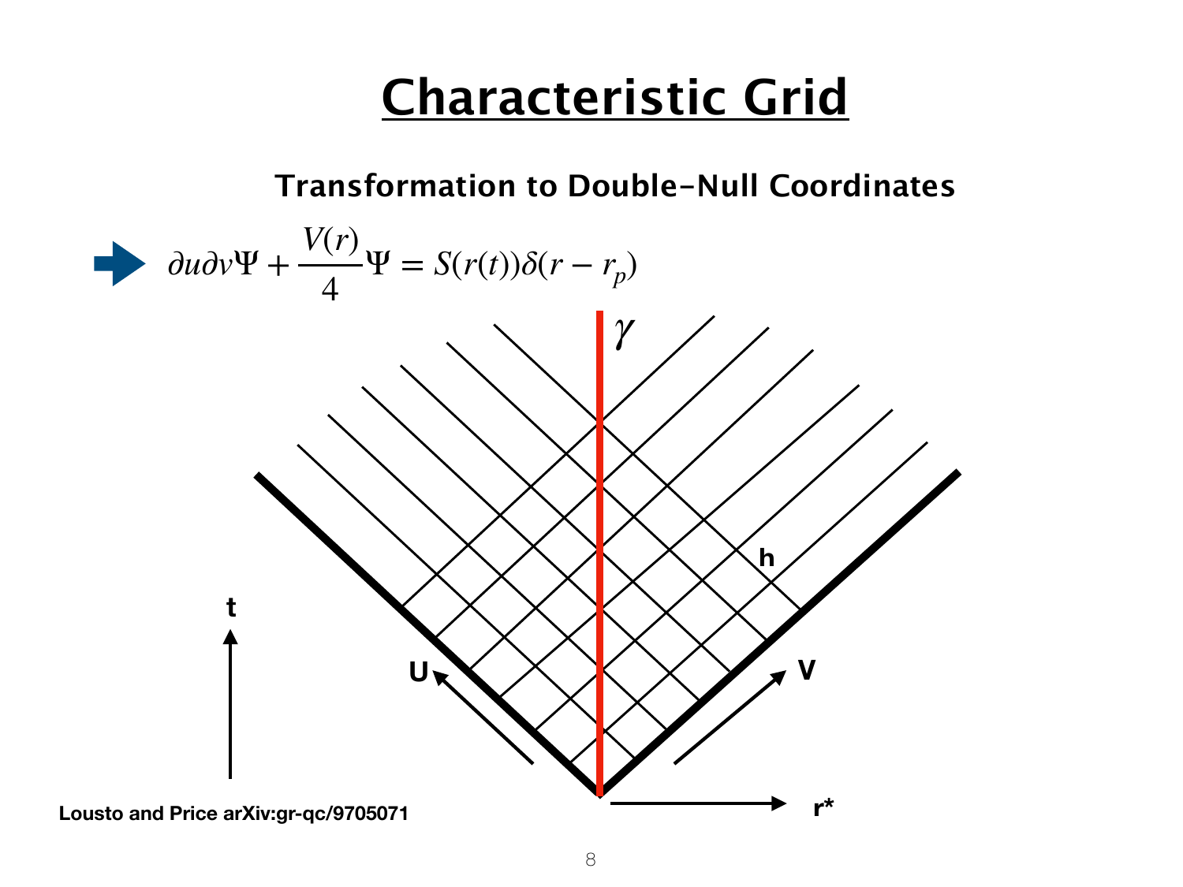# Characteristic Grid

### Transformation to Double-Null Coordinates

$$\partial u \partial v \Psi + \frac{V(r)}{4}\Psi = S(r(t))\delta(r - r_p)$$

$\gamma$

h

t

U

V

r*

**Lousto and Price arXiv:gr-qc/9705071**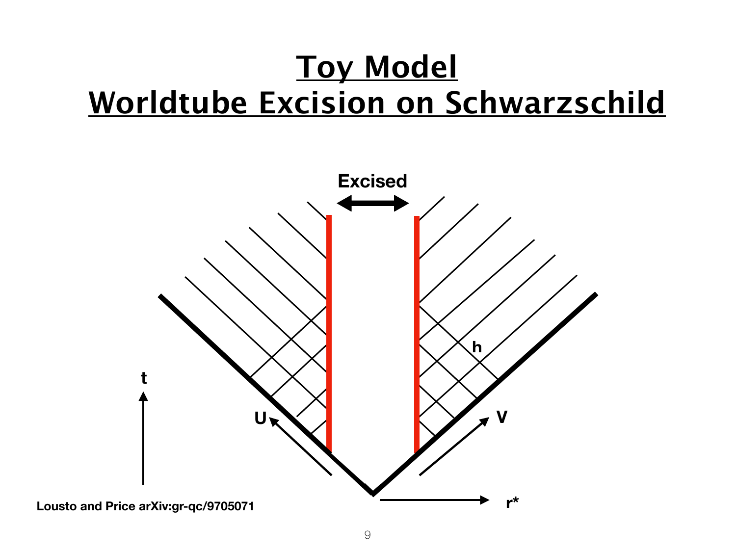# Toy Model
## Worldtube Excision on Schwarzschild

Excised

h

t

U

V

$r^*$

Lousto and Price arXiv:gr-qc/9705071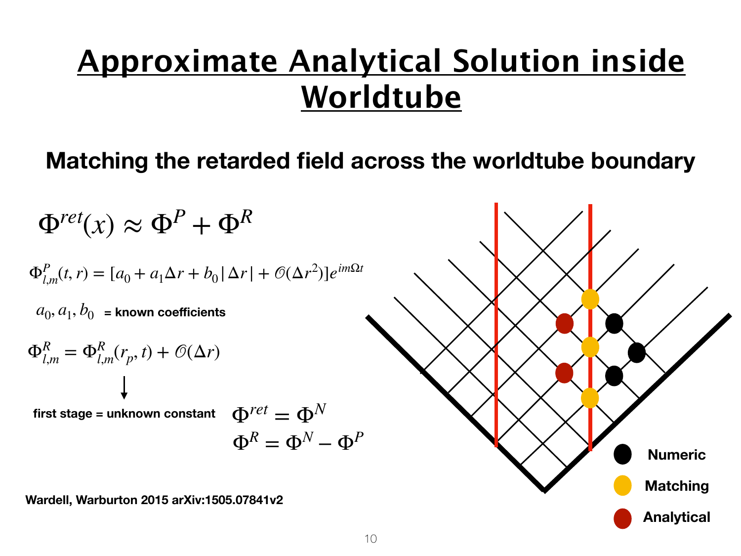# Approximate Analytical Solution inside Worldtube

## Matching the retarded field across the worldtube boundary

$$\Phi^{ret}(x) \approx \Phi^P + \Phi^R$$

$$\Phi^P_{l,m}(t,r) = [a_0 + a_1 \Delta r + b_0 |\Delta r| + \mathcal{O}(\Delta r^2)] e^{im\Omega t}$$

$a_0, a_1, b_0$ **= known coefficients**

$$\Phi^R_{l,m} = \Phi^R_{l,m}(r_p, t) + \mathcal{O}(\Delta r)$$

↓

**first stage = unknown constant**

$$\Phi^{ret} = \Phi^N$$

$$\Phi^R = \Phi^N - \Phi^P$$

**Numeric**

**Matching**

**Analytical**

**Wardell, Warburton 2015 arXiv:1505.07841v2**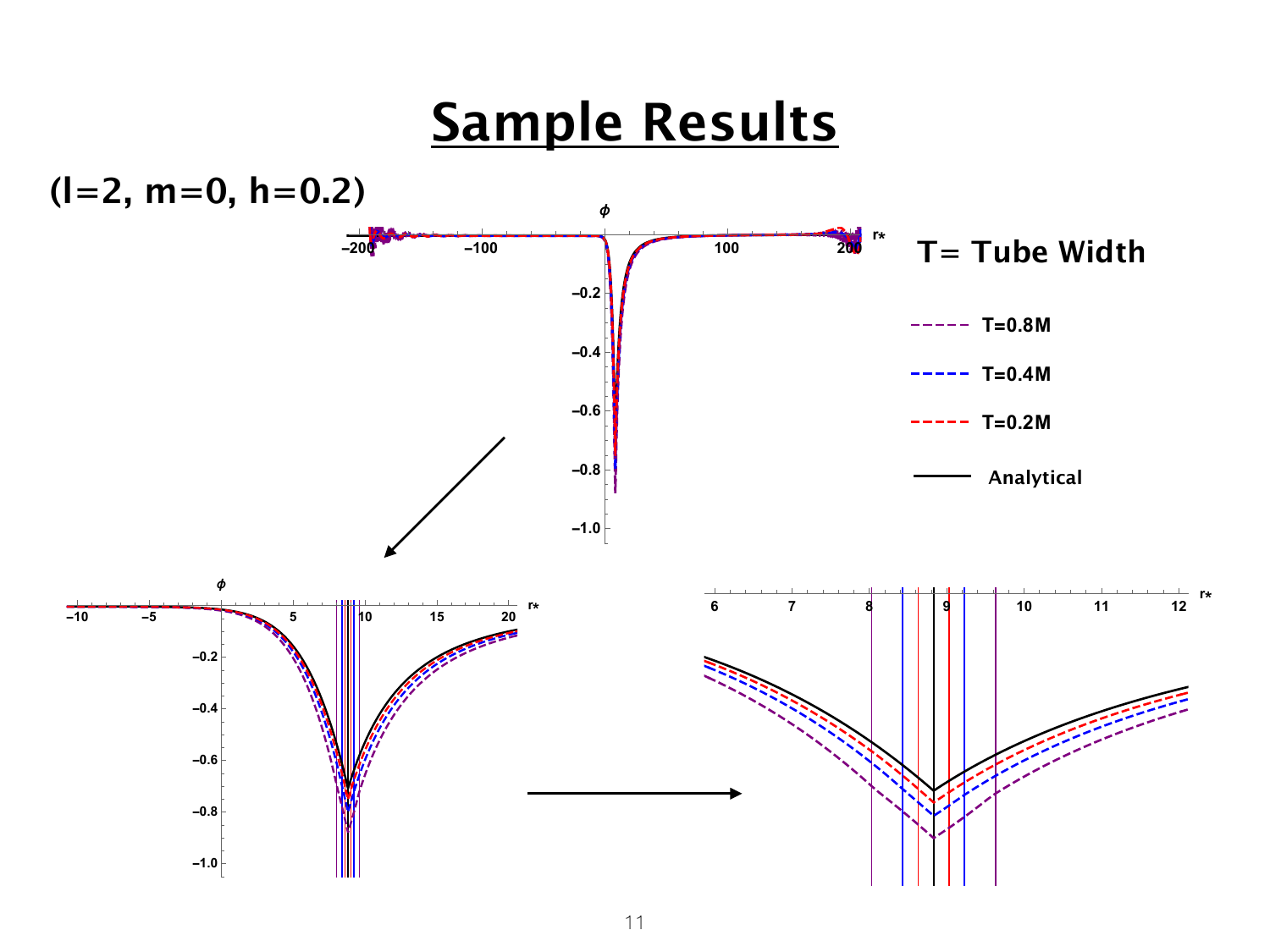# Sample Results

**(l=2, m=0, h=0.2)**

**T= Tube Width**

- T=0.8M
- T=0.4M
- T=0.2M
- Analytical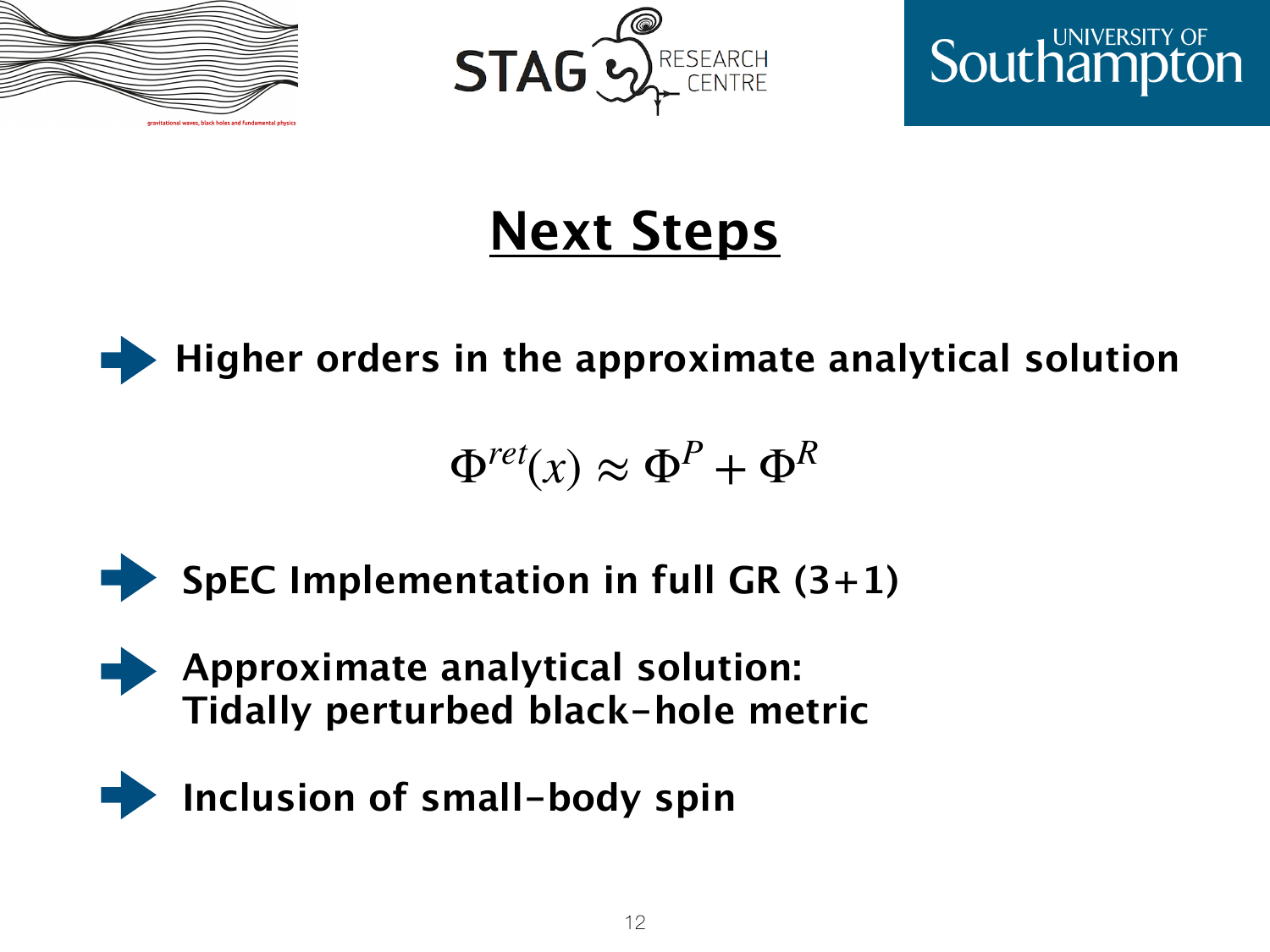# Next Steps

- **Higher orders in the approximate analytical solution**

$$\Phi^{ret}(x) \approx \Phi^{P} + \Phi^{R}$$

- **SpEC Implementation in full GR (3+1)**
- **Approximate analytical solution: Tidally perturbed black-hole metric**
- **Inclusion of small-body spin**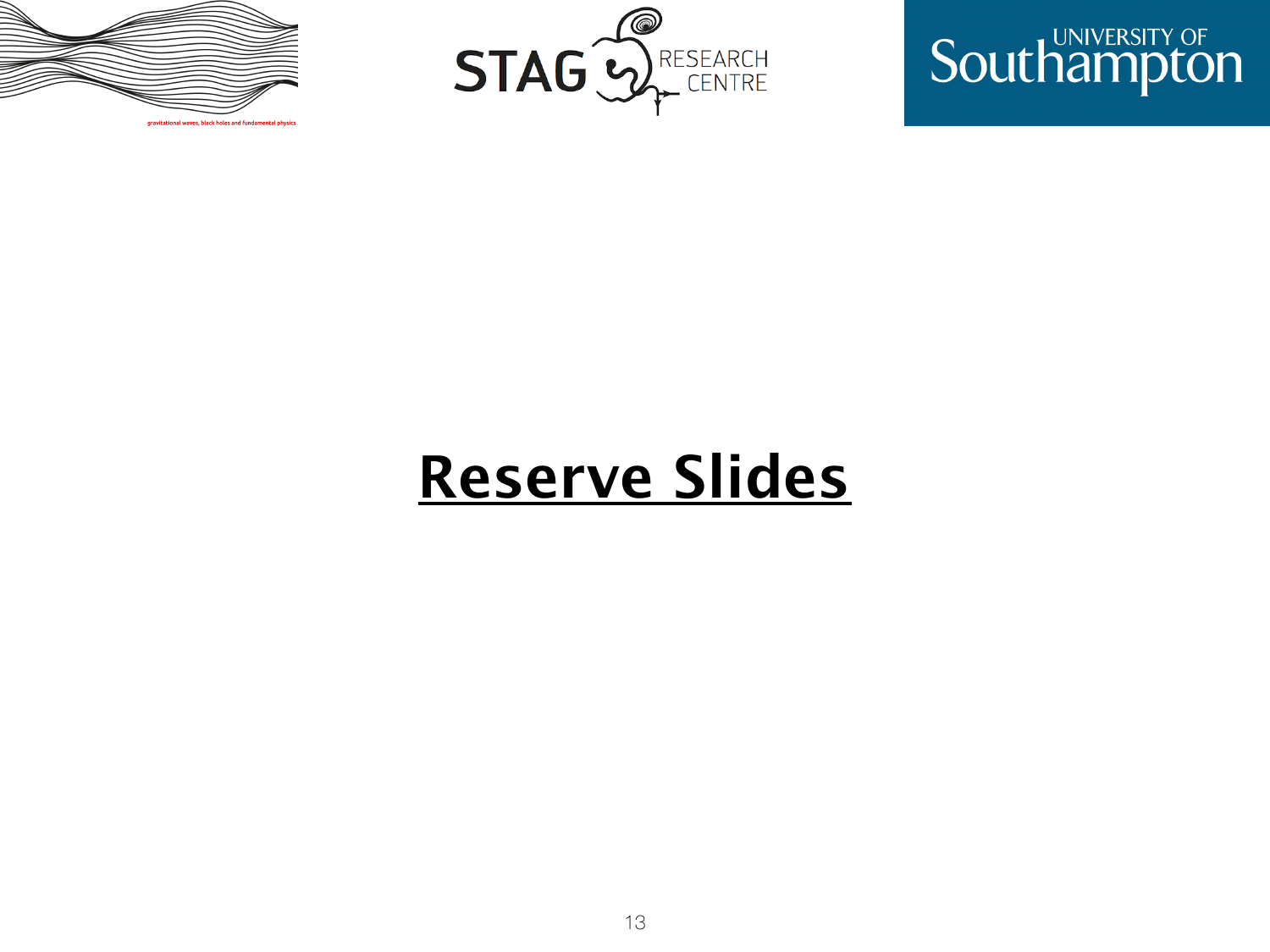# Reserve Slides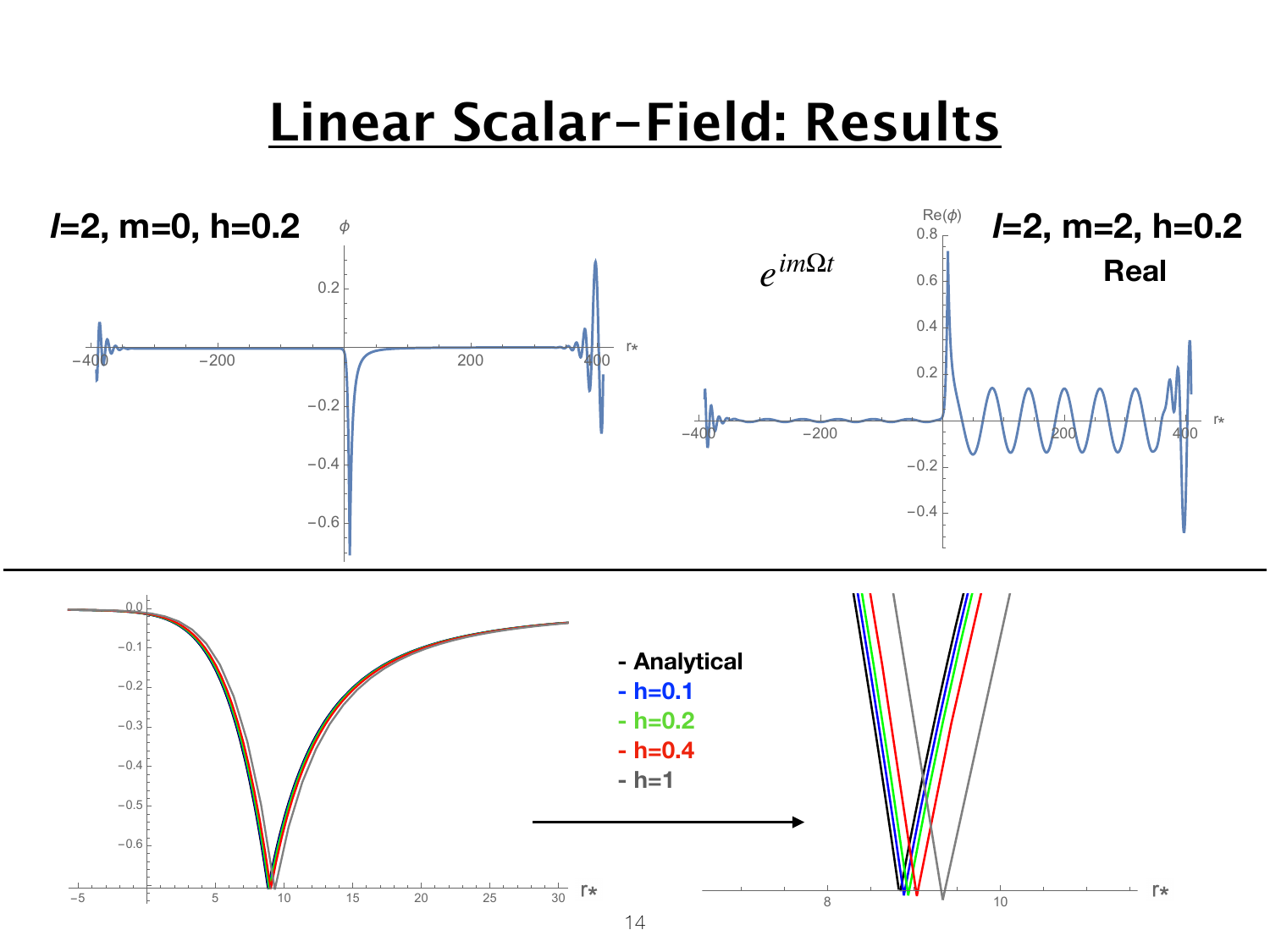# Linear Scalar-Field: Results

***l*=2, m=0, h=0.2**

$\phi$

0.2

-0.2

-0.4

-0.6

-400

-200

200

400

r*

***l*=2, m=2, h=0.2**

**Real**

$e^{im\Omega t}$

Re($\phi$)

0.8

0.6

0.4

0.2

-0.2

-0.4

-400

-200

200

400

r*

0.0

-0.1

-0.2

-0.3

-0.4

-0.5

-0.6

-5

5

10

15

20

25

30

r*

- **Analytical**
- **h=0.1**
- **h=0.2**
- **h=0.4**
- **h=1**

8

10

r*